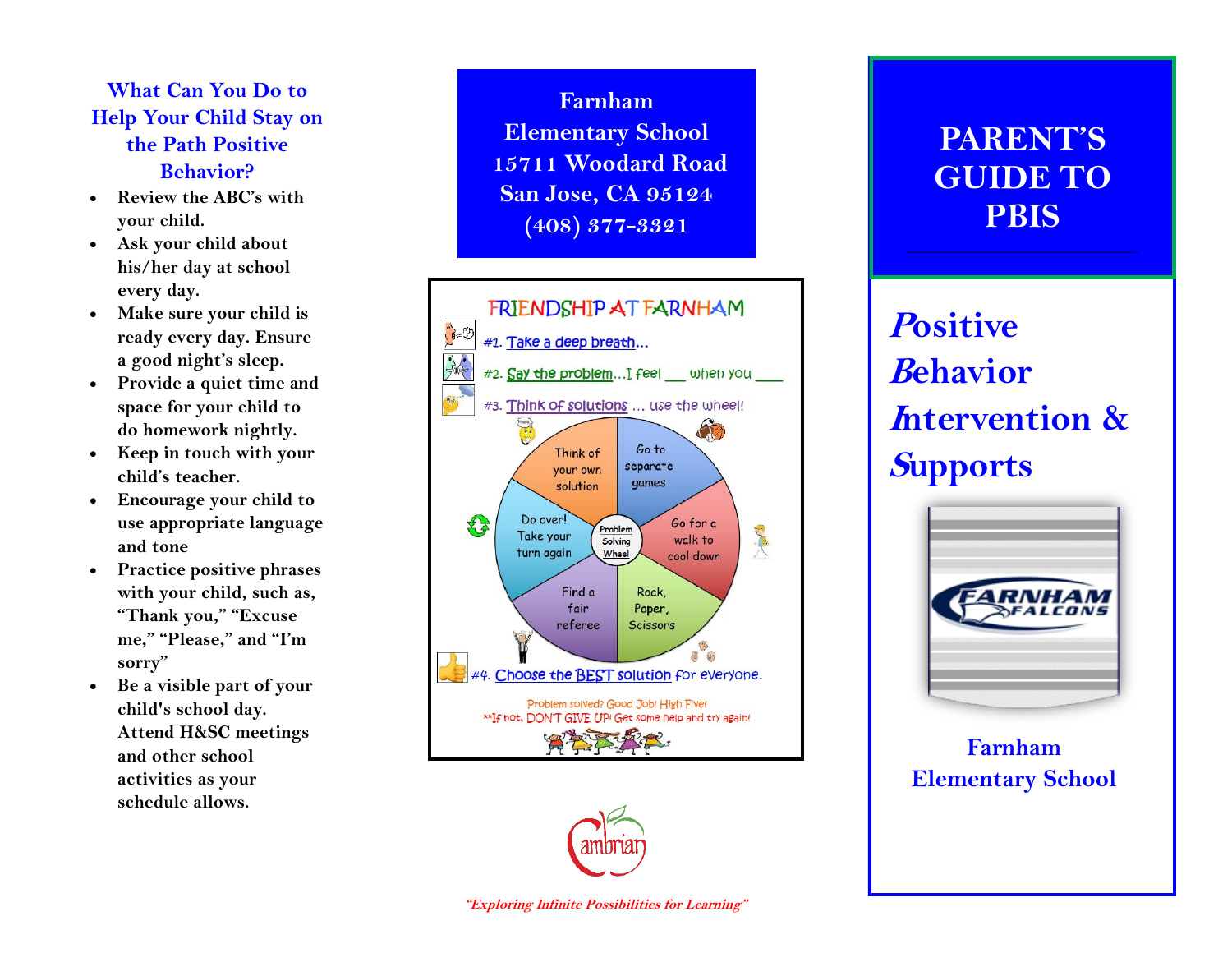## What Can You Do to Help Your Child Stay on the Path Positive Behavior?

- Review the ABC's with your child.
- Ask your child about his/her day at school every day.
- Make sure your child is ready every day. Ensure a good night's sleep.
- Provide a quiet time and space for your child to do homework nightly.
- Keep in touch with your child's teacher.
- Encourage your child to use appropriate language and tone
- Practice positive phrases with your child, such as, "Thank you," "Excuse me," "Please," and "I'm sorry"
- Be a visible part of your child's school day. Attend H&SC meetings and other school activities as your schedule allows.

**Farnham Elementary School**
**15711 Woodard Road**
**San Jose, CA 95124**
**(408) 377-3321**

### FRIENDSHIP AT FARNHAM

#1. Take a deep breath...

#2. Say the problem...I feel ___ when you ___

#3. Think of solutions ... use the wheel!

Problem Solving Wheel:
- Think of your own solution
- Go to separate games
- Go for a walk to cool down
- Rock, Paper, Scissors
- Find a fair referee
- Do over! Take your turn again

#4. Choose the BEST solution for everyone.

Problem solved? Good Job! High Five!
**If not, DON'T GIVE UP! Get some help and try again!

Cambrian

*"Exploring Infinite Possibilities for Learning"*

# PARENT'S GUIDE TO PBIS

## *P*ositive *B*ehavior *I*ntervention & *S*upports

FARNHAM FALCONS

**Farnham Elementary School**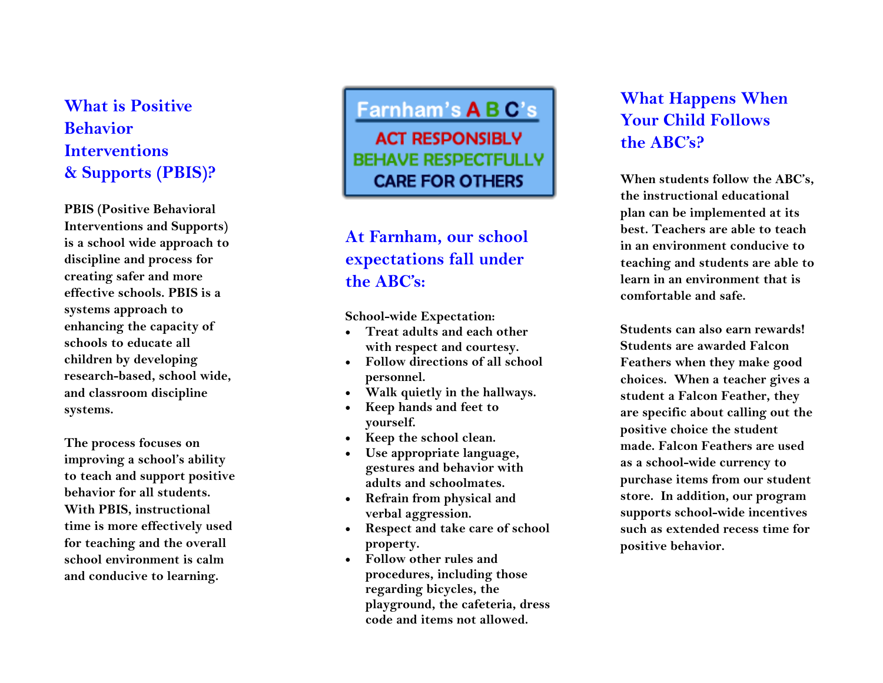## What is Positive Behavior Interventions & Supports (PBIS)?

**PBIS (Positive Behavioral Interventions and Supports) is a school wide approach to discipline and process for creating safer and more effective schools. PBIS is a systems approach to enhancing the capacity of schools to educate all children by developing research-based, school wide, and classroom discipline systems.**

**The process focuses on improving a school's ability to teach and support positive behavior for all students. With PBIS, instructional time is more effectively used for teaching and the overall school environment is calm and conducive to learning.**

**Farnham's A B C's**

**ACT RESPONSIBLY**

**BEHAVE RESPECTFULLY**

**CARE FOR OTHERS**

## At Farnham, our school expectations fall under the ABC's:

School-wide Expectation:

- **Treat adults and each other with respect and courtesy.**
- **Follow directions of all school personnel.**
- **Walk quietly in the hallways.**
- **Keep hands and feet to yourself.**
- **Keep the school clean.**
- **Use appropriate language, gestures and behavior with adults and schoolmates.**
- **Refrain from physical and verbal aggression.**
- **Respect and take care of school property.**
- **Follow other rules and procedures, including those regarding bicycles, the playground, the cafeteria, dress code and items not allowed.**

## What Happens When Your Child Follows the ABC's?

**When students follow the ABC's, the instructional educational plan can be implemented at its best. Teachers are able to teach in an environment conducive to teaching and students are able to learn in an environment that is comfortable and safe.**

**Students can also earn rewards! Students are awarded Falcon Feathers when they make good choices. When a teacher gives a student a Falcon Feather, they are specific about calling out the positive choice the student made. Falcon Feathers are used as a school-wide currency to purchase items from our student store. In addition, our program supports school-wide incentives such as extended recess time for positive behavior.**